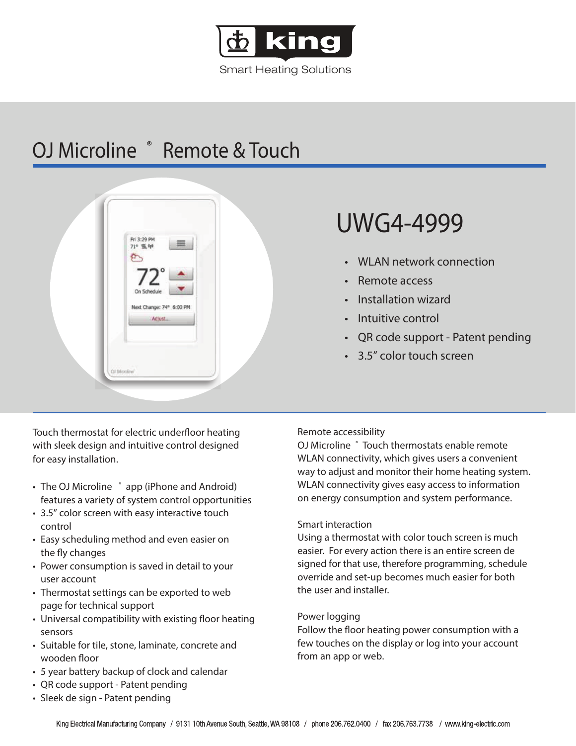king

Smart Heating Solutions

# OJ Microline® Remote & Touch

## UWG4-4999

- WLAN network connection
- Remote access
- Installation wizard
- Intuitive control
- QR code support - Patent pending
- 3.5” color touch screen

Touch thermostat for electric underfloor heating with sleek design and intuitive control designed for easy installation.

- The OJ Microline® app (iPhone and Android) features a variety of system control opportunities
- 3.5” color screen with easy interactive touch control
- Easy scheduling method and even easier on the fly changes
- Power consumption is saved in detail to your user account
- Thermostat settings can be exported to web page for technical support
- Universal compatibility with existing floor heating sensors
- Suitable for tile, stone, laminate, concrete and wooden floor
- 5 year battery backup of clock and calendar
- QR code support - Patent pending
- Sleek de sign - Patent pending

Remote accessibility
OJ Microline® Touch thermostats enable remote WLAN connectivity, which gives users a convenient way to adjust and monitor their home heating system. WLAN connectivity gives easy access to information on energy consumption and system performance.

Smart interaction
Using a thermostat with color touch screen is much easier. For every action there is an entire screen de signed for that use, therefore programming, schedule override and set-up becomes much easier for both the user and installer.

Power logging
Follow the floor heating power consumption with a few touches on the display or log into your account from an app or web.

King Electrical Manufacturing Company / 9131 10th Avenue South, Seattle, WA 98108 / phone 206.762.0400 / fax 206.763.7738 / www.king-electric.com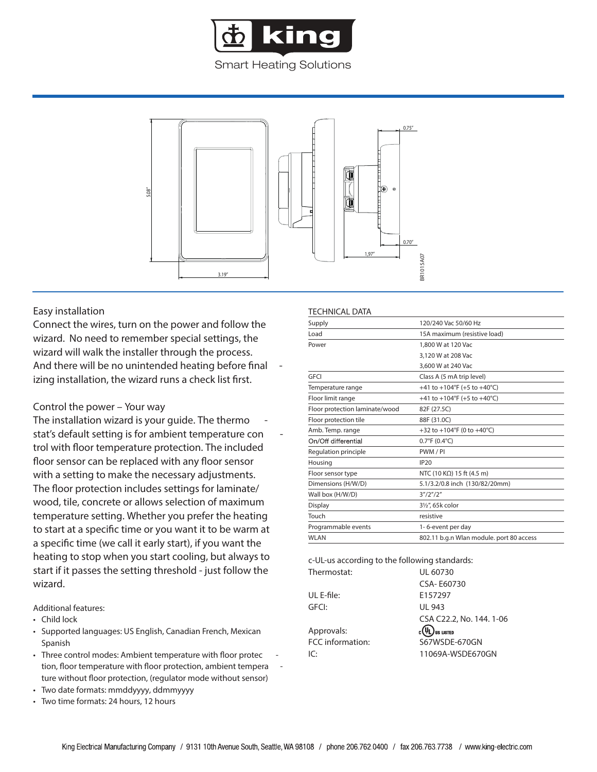# king

Smart Heating Solutions

5.08"

3.19"

0.75"

0.70"

1.97"

BR1015A07

## Easy installation

Connect the wires, turn on the power and follow the wizard. No need to remember special settings, the wizard will walk the installer through the process. And there will be no unintended heating before finalizing installation, the wizard runs a check list first.

## Control the power – Your way

The installation wizard is your guide. The thermostat's default setting is for ambient temperature control with floor temperature protection. The included floor sensor can be replaced with any floor sensor with a setting to make the necessary adjustments. The floor protection includes settings for laminate/wood, tile, concrete or allows selection of maximum temperature setting. Whether you prefer the heating to start at a specific time or you want it to be warm at a specific time (we call it early start), if you want the heating to stop when you start cooling, but always to start if it passes the setting threshold - just follow the wizard.

Additional features:

- Child lock
- Supported languages: US English, Canadian French, Mexican Spanish
- Three control modes: Ambient temperature with floor protection, floor temperature with floor protection, ambient temperature without floor protection, (regulator mode without sensor)
- Two date formats: mmddyyyy, ddmmyyyy
- Two time formats: 24 hours, 12 hours

## TECHNICAL DATA

| | |
|---|---|
| Supply | 120/240 Vac 50/60 Hz |
| Load | 15A maximum (resistive load) |
| Power | 1,800 W at 120 Vac<br>3,120 W at 208 Vac<br>3,600 W at 240 Vac |
| GFCI | Class A (5 mA trip level) |
| Temperature range | +41 to +104°F (+5 to +40°C) |
| Floor limit range | +41 to +104°F (+5 to +40°C) |
| Floor protection laminate/wood | 82F (27.5C) |
| Floor protection tile | 88F (31.0C) |
| Amb. Temp. range | +32 to +104°F (0 to +40°C) |
| On/Off differential | 0.7°F (0.4°C) |
| Regulation principle | PWM / PI |
| Housing | IP20 |
| Floor sensor type | NTC (10 KΩ) 15 ft (4.5 m) |
| Dimensions (H/W/D) | 5.1/3.2/0.8 inch (130/82/20mm) |
| Wall box (H/W/D) | 3"/2"/2" |
| Display | 3½", 65k color |
| Touch | resistive |
| Programmable events | 1- 6-event per day |
| WLAN | 802.11 b.g.n Wlan module. port 80 access |

c-UL-us according to the following standards:

| | |
|---|---|
| Thermostat: | UL 60730<br>CSA- E60730 |
| UL E-file: | E157297 |
| GFCI: | UL 943<br>CSA C22.2, No. 144. 1-06 |
| Approvals: | c UL us LISTED |
| FCC information: | S67WSDE-670GN |
| IC: | 11069A-WSDE670GN |

King Electrical Manufacturing Company / 9131 10th Avenue South, Seattle, WA 98108 / phone 206.762.0400 / fax 206.763.7738 / www.king-electric.com